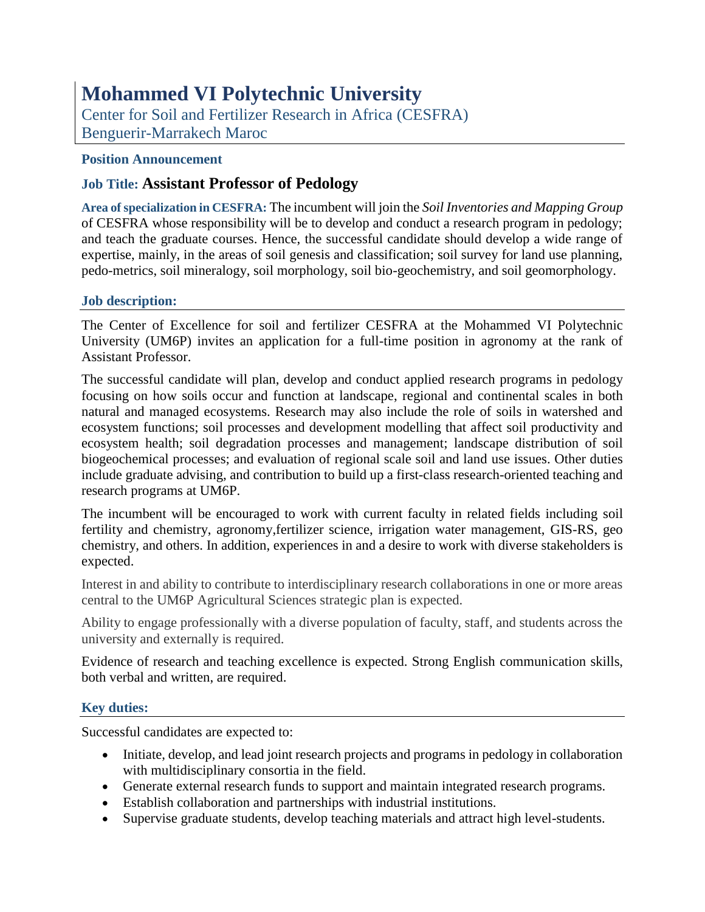# Mohammed VI Polytechnic University

Center for Soil and Fertilizer Research in Africa (CESFRA)
Benguerir-Marrakech Maroc

**Position Announcement**

## Job Title: Assistant Professor of Pedology

**Area of specialization in CESFRA:** The incumbent will join the *Soil Inventories and Mapping Group* of CESFRA whose responsibility will be to develop and conduct a research program in pedology; and teach the graduate courses. Hence, the successful candidate should develop a wide range of expertise, mainly, in the areas of soil genesis and classification; soil survey for land use planning, pedo-metrics, soil mineralogy, soil morphology, soil bio-geochemistry, and soil geomorphology.

### Job description:

The Center of Excellence for soil and fertilizer CESFRA at the Mohammed VI Polytechnic University (UM6P) invites an application for a full-time position in agronomy at the rank of Assistant Professor.

The successful candidate will plan, develop and conduct applied research programs in pedology focusing on how soils occur and function at landscape, regional and continental scales in both natural and managed ecosystems. Research may also include the role of soils in watershed and ecosystem functions; soil processes and development modelling that affect soil productivity and ecosystem health; soil degradation processes and management; landscape distribution of soil biogeochemical processes; and evaluation of regional scale soil and land use issues. Other duties include graduate advising, and contribution to build up a first-class research-oriented teaching and research programs at UM6P.

The incumbent will be encouraged to work with current faculty in related fields including soil fertility and chemistry, agronomy,fertilizer science, irrigation water management, GIS-RS, geo chemistry, and others. In addition, experiences in and a desire to work with diverse stakeholders is expected.

Interest in and ability to contribute to interdisciplinary research collaborations in one or more areas central to the UM6P Agricultural Sciences strategic plan is expected.

Ability to engage professionally with a diverse population of faculty, staff, and students across the university and externally is required.

Evidence of research and teaching excellence is expected. Strong English communication skills, both verbal and written, are required.

### Key duties:

Successful candidates are expected to:

- Initiate, develop, and lead joint research projects and programs in pedology in collaboration with multidisciplinary consortia in the field.
- Generate external research funds to support and maintain integrated research programs.
- Establish collaboration and partnerships with industrial institutions.
- Supervise graduate students, develop teaching materials and attract high level-students.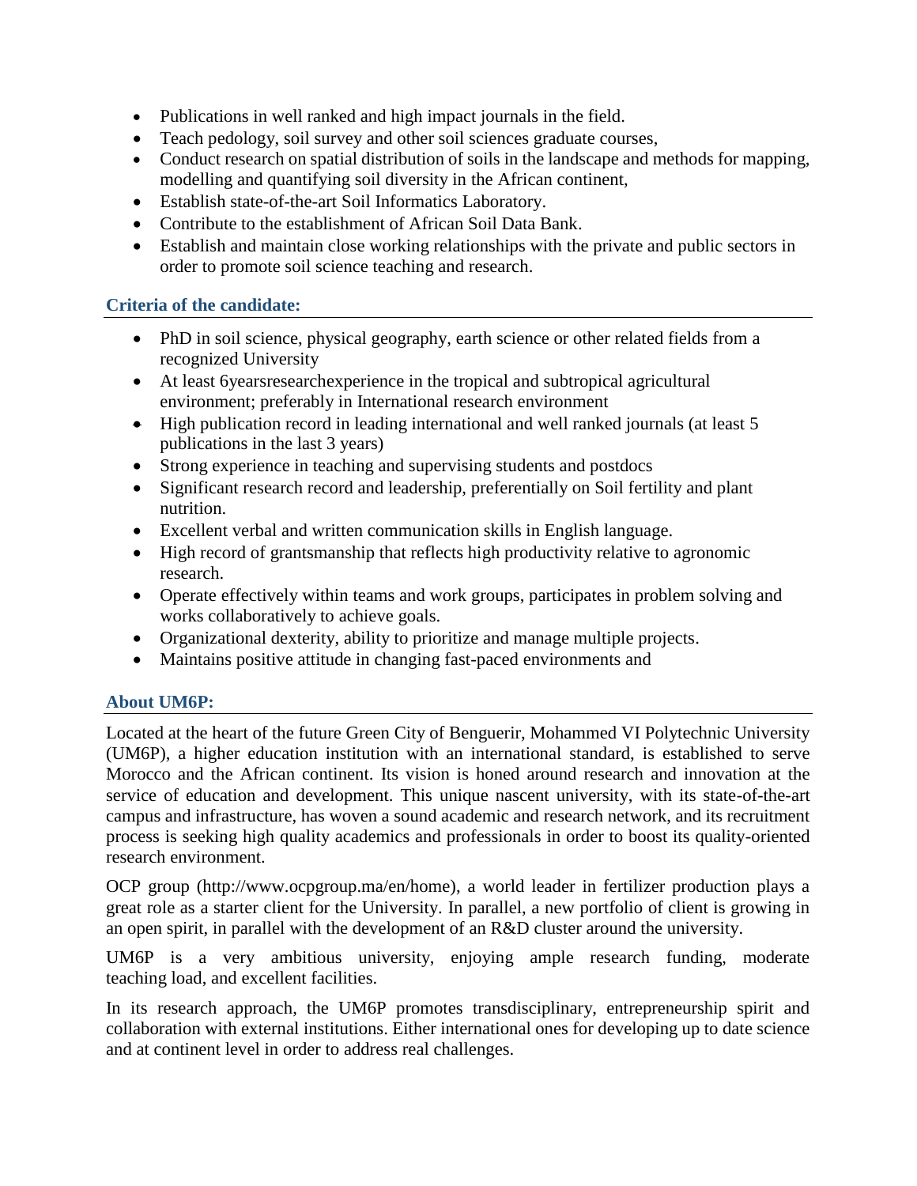- Publications in well ranked and high impact journals in the field.
- Teach pedology, soil survey and other soil sciences graduate courses,
- Conduct research on spatial distribution of soils in the landscape and methods for mapping, modelling and quantifying soil diversity in the African continent,
- Establish state-of-the-art Soil Informatics Laboratory.
- Contribute to the establishment of African Soil Data Bank.
- Establish and maintain close working relationships with the private and public sectors in order to promote soil science teaching and research.

## Criteria of the candidate:

- PhD in soil science, physical geography, earth science or other related fields from a recognized University
- At least 6yearsresearchexperience in the tropical and subtropical agricultural environment; preferably in International research environment
- High publication record in leading international and well ranked journals (at least 5 publications in the last 3 years)
- Strong experience in teaching and supervising students and postdocs
- Significant research record and leadership, preferentially on Soil fertility and plant nutrition.
- Excellent verbal and written communication skills in English language.
- High record of grantsmanship that reflects high productivity relative to agronomic research.
- Operate effectively within teams and work groups, participates in problem solving and works collaboratively to achieve goals.
- Organizational dexterity, ability to prioritize and manage multiple projects.
- Maintains positive attitude in changing fast-paced environments and

## About UM6P:

Located at the heart of the future Green City of Benguerir, Mohammed VI Polytechnic University (UM6P), a higher education institution with an international standard, is established to serve Morocco and the African continent. Its vision is honed around research and innovation at the service of education and development. This unique nascent university, with its state-of-the-art campus and infrastructure, has woven a sound academic and research network, and its recruitment process is seeking high quality academics and professionals in order to boost its quality-oriented research environment.

OCP group (http://www.ocpgroup.ma/en/home), a world leader in fertilizer production plays a great role as a starter client for the University. In parallel, a new portfolio of client is growing in an open spirit, in parallel with the development of an R&D cluster around the university.

UM6P is a very ambitious university, enjoying ample research funding, moderate teaching load, and excellent facilities.

In its research approach, the UM6P promotes transdisciplinary, entrepreneurship spirit and collaboration with external institutions. Either international ones for developing up to date science and at continent level in order to address real challenges.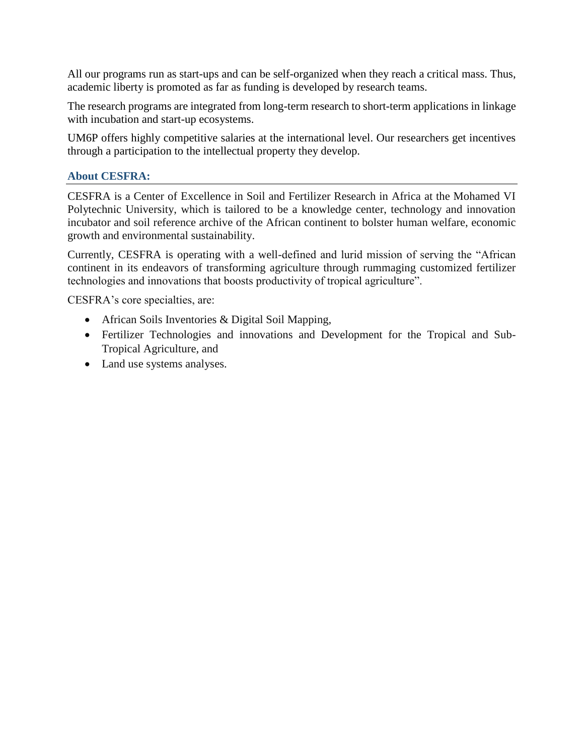All our programs run as start-ups and can be self-organized when they reach a critical mass. Thus, academic liberty is promoted as far as funding is developed by research teams.

The research programs are integrated from long-term research to short-term applications in linkage with incubation and start-up ecosystems.

UM6P offers highly competitive salaries at the international level. Our researchers get incentives through a participation to the intellectual property they develop.

## About CESFRA:

CESFRA is a Center of Excellence in Soil and Fertilizer Research in Africa at the Mohamed VI Polytechnic University, which is tailored to be a knowledge center, technology and innovation incubator and soil reference archive of the African continent to bolster human welfare, economic growth and environmental sustainability.

Currently, CESFRA is operating with a well-defined and lurid mission of serving the "African continent in its endeavors of transforming agriculture through rummaging customized fertilizer technologies and innovations that boosts productivity of tropical agriculture".

CESFRA's core specialties, are:

- African Soils Inventories & Digital Soil Mapping,
- Fertilizer Technologies and innovations and Development for the Tropical and Sub-Tropical Agriculture, and
- Land use systems analyses.